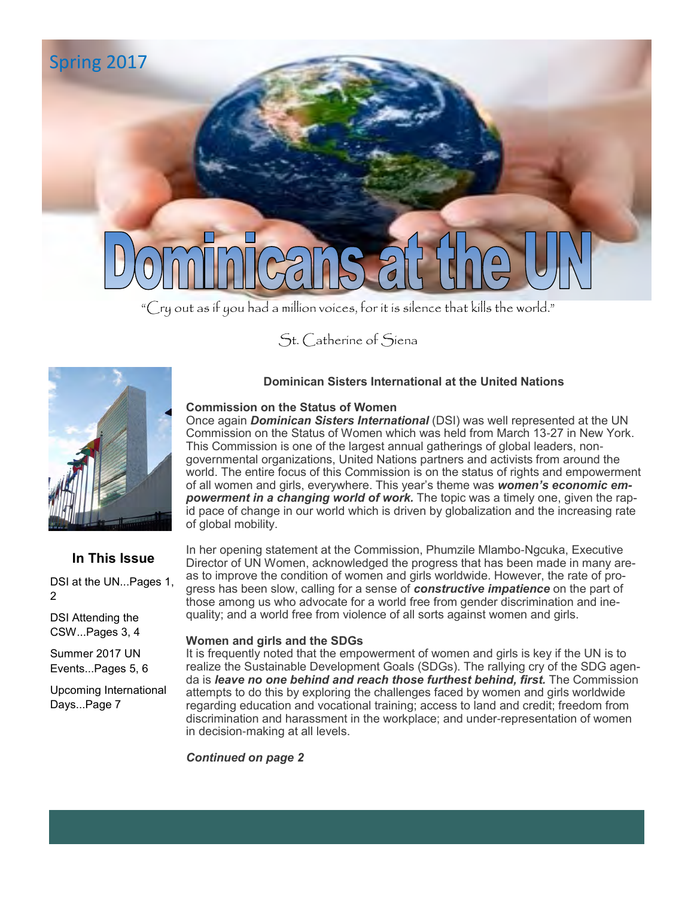Spring 2017

# Dominicans at the UN

"Cry out as if you had a million voices, for it is silence that kills the world."

St. Catherine of Siena

### In This Issue

DSI at the UN...Pages 1, 2

DSI Attending the CSW...Pages 3, 4

Summer 2017 UN Events...Pages 5, 6

Upcoming International Days...Page 7

## Dominican Sisters International at the United Nations

### Commission on the Status of Women

Once again ***Dominican Sisters International*** (DSI) was well represented at the UN Commission on the Status of Women which was held from March 13-27 in New York. This Commission is one of the largest annual gatherings of global leaders, non-governmental organizations, United Nations partners and activists from around the world. The entire focus of this Commission is on the status of rights and empowerment of all women and girls, everywhere. This year's theme was ***women's economic empowerment in a changing world of work.*** The topic was a timely one, given the rapid pace of change in our world which is driven by globalization and the increasing rate of global mobility.

In her opening statement at the Commission, Phumzile Mlambo-Ngcuka, Executive Director of UN Women, acknowledged the progress that has been made in many areas to improve the condition of women and girls worldwide. However, the rate of progress has been slow, calling for a sense of ***constructive impatience*** on the part of those among us who advocate for a world free from gender discrimination and inequality; and a world free from violence of all sorts against women and girls.

### Women and girls and the SDGs

It is frequently noted that the empowerment of women and girls is key if the UN is to realize the Sustainable Development Goals (SDGs). The rallying cry of the SDG agenda is ***leave no one behind and reach those furthest behind, first.*** The Commission attempts to do this by exploring the challenges faced by women and girls worldwide regarding education and vocational training; access to land and credit; freedom from discrimination and harassment in the workplace; and under-representation of women in decision-making at all levels.

***Continued on page 2***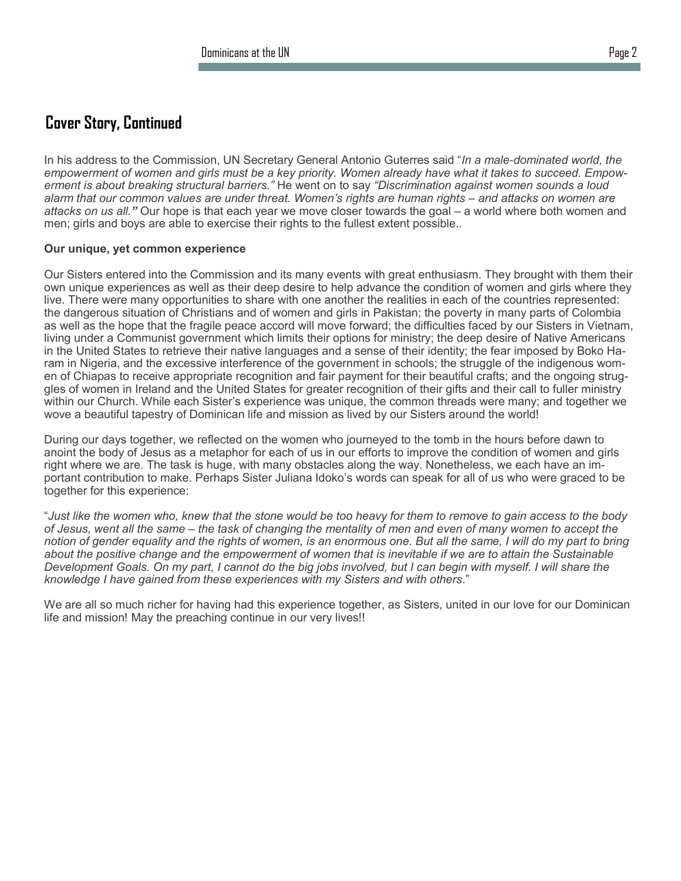## Cover Story, Continued

In his address to the Commission, UN Secretary General Antonio Guterres said "*In a male-dominated world, the empowerment of women and girls must be a key priority. Women already have what it takes to succeed. Empowerment is about breaking structural barriers."* He went on to say *"Discrimination against women sounds a loud alarm that our common values are under threat. Women's rights are human rights – and attacks on women are attacks on us all."* Our hope is that each year we move closer towards the goal – a world where both women and men; girls and boys are able to exercise their rights to the fullest extent possible..

**Our unique, yet common experience**

Our Sisters entered into the Commission and its many events with great enthusiasm. They brought with them their own unique experiences as well as their deep desire to help advance the condition of women and girls where they live. There were many opportunities to share with one another the realities in each of the countries represented: the dangerous situation of Christians and of women and girls in Pakistan; the poverty in many parts of Colombia as well as the hope that the fragile peace accord will move forward; the difficulties faced by our Sisters in Vietnam, living under a Communist government which limits their options for ministry; the deep desire of Native Americans in the United States to retrieve their native languages and a sense of their identity; the fear imposed by Boko Haram in Nigeria, and the excessive interference of the government in schools; the struggle of the indigenous women of Chiapas to receive appropriate recognition and fair payment for their beautiful crafts; and the ongoing struggles of women in Ireland and the United States for greater recognition of their gifts and their call to fuller ministry within our Church. While each Sister's experience was unique, the common threads were many; and together we wove a beautiful tapestry of Dominican life and mission as lived by our Sisters around the world!

During our days together, we reflected on the women who journeyed to the tomb in the hours before dawn to anoint the body of Jesus as a metaphor for each of us in our efforts to improve the condition of women and girls right where we are. The task is huge, with many obstacles along the way. Nonetheless, we each have an important contribution to make. Perhaps Sister Juliana Idoko's words can speak for all of us who were graced to be together for this experience:

"*Just like the women who, knew that the stone would be too heavy for them to remove to gain access to the body of Jesus, went all the same – the task of changing the mentality of men and even of many women to accept the notion of gender equality and the rights of women, is an enormous one. But all the same, I will do my part to bring about the positive change and the empowerment of women that is inevitable if we are to attain the Sustainable Development Goals. On my part, I cannot do the big jobs involved, but I can begin with myself. I will share the knowledge I have gained from these experiences with my Sisters and with others*."

We are all so much richer for having had this experience together, as Sisters, united in our love for our Dominican life and mission! May the preaching continue in our very lives!!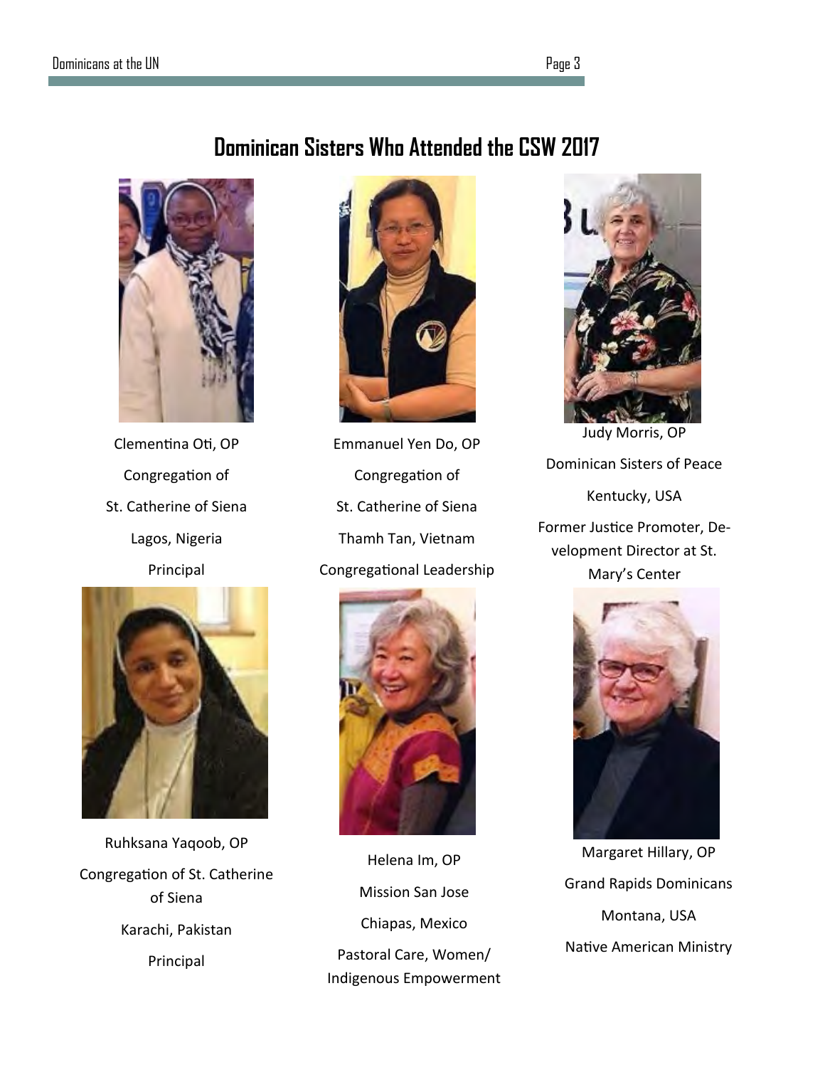# Dominican Sisters Who Attended the CSW 2017

Clementina Oti, OP

Congregation of

St. Catherine of Siena

Lagos, Nigeria

Principal

Emmanuel Yen Do, OP

Congregation of

St. Catherine of Siena

Thamh Tan, Vietnam

Congregational Leadership

Judy Morris, OP

Dominican Sisters of Peace

Kentucky, USA

Former Justice Promoter, Development Director at St. Mary's Center

Ruhksana Yaqoob, OP

Congregation of St. Catherine of Siena

Karachi, Pakistan

Principal

Helena Im, OP

Mission San Jose

Chiapas, Mexico

Pastoral Care, Women/ Indigenous Empowerment

Margaret Hillary, OP

Grand Rapids Dominicans

Montana, USA

Native American Ministry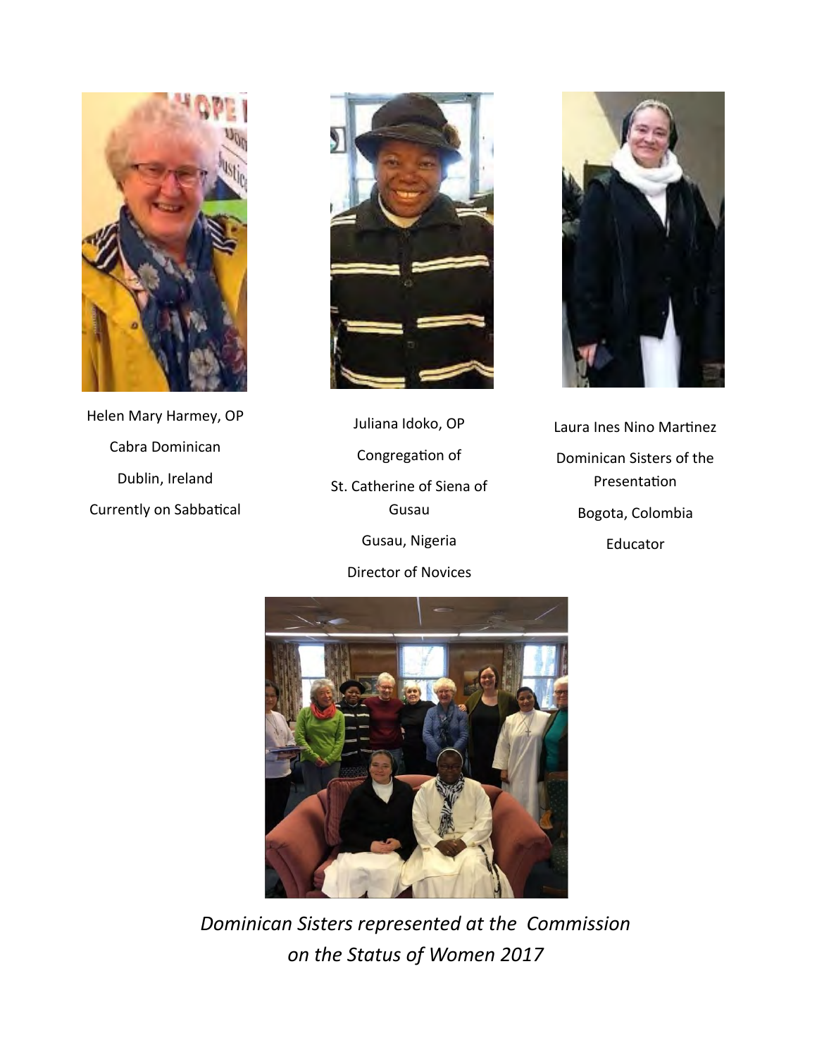Helen Mary Harmey, OP

Cabra Dominican

Dublin, Ireland

Currently on Sabbatical

Juliana Idoko, OP

Congregation of

St. Catherine of Siena of Gusau

Gusau, Nigeria

Director of Novices

Laura Ines Nino Martinez

Dominican Sisters of the Presentation

Bogota, Colombia

Educator

*Dominican Sisters represented at the Commission on the Status of Women 2017*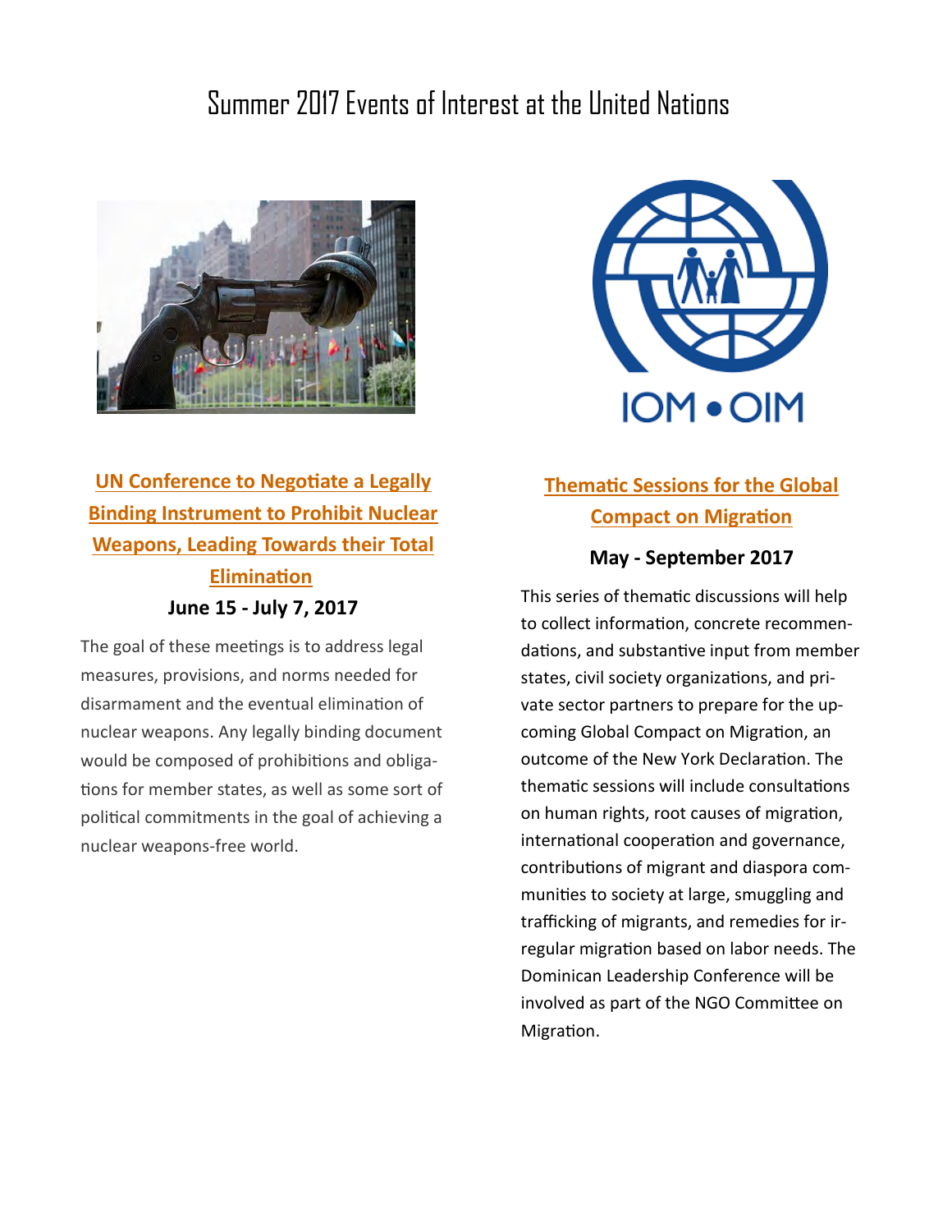# Summer 2017 Events of Interest at the United Nations

## UN Conference to Negotiate a Legally Binding Instrument to Prohibit Nuclear Weapons, Leading Towards their Total Elimination

**June 15 - July 7, 2017**

The goal of these meetings is to address legal measures, provisions, and norms needed for disarmament and the eventual elimination of nuclear weapons. Any legally binding document would be composed of prohibitions and obligations for member states, as well as some sort of political commitments in the goal of achieving a nuclear weapons-free world.

IOM • OIM

## Thematic Sessions for the Global Compact on Migration

**May - September 2017**

This series of thematic discussions will help to collect information, concrete recommendations, and substantive input from member states, civil society organizations, and private sector partners to prepare for the upcoming Global Compact on Migration, an outcome of the New York Declaration. The thematic sessions will include consultations on human rights, root causes of migration, international cooperation and governance, contributions of migrant and diaspora communities to society at large, smuggling and trafficking of migrants, and remedies for irregular migration based on labor needs. The Dominican Leadership Conference will be involved as part of the NGO Committee on Migration.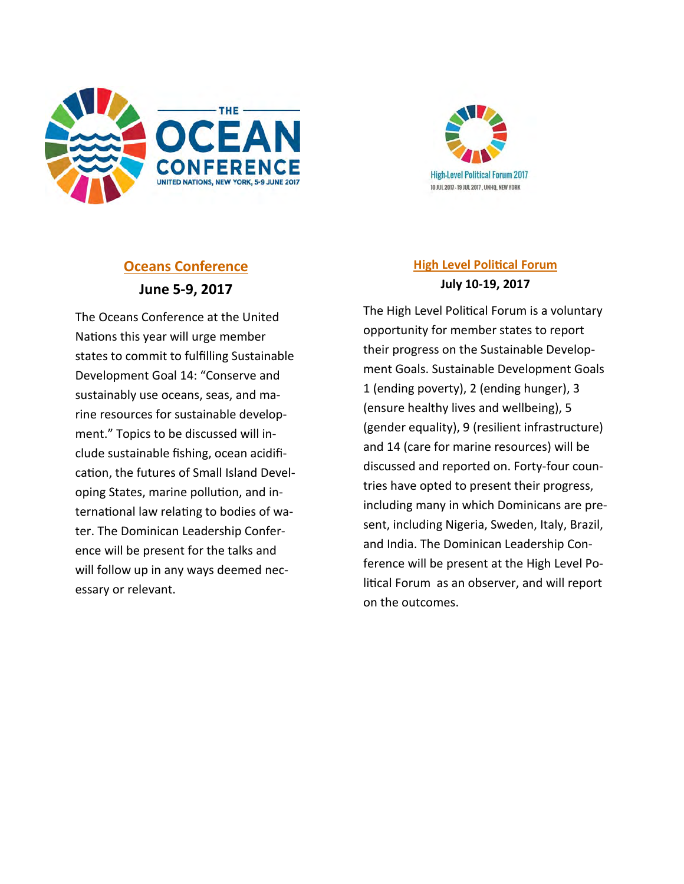## Oceans Conference

**June 5-9, 2017**

The Oceans Conference at the United Nations this year will urge member states to commit to fulfilling Sustainable Development Goal 14: "Conserve and sustainably use oceans, seas, and marine resources for sustainable development." Topics to be discussed will include sustainable fishing, ocean acidification, the futures of Small Island Developing States, marine pollution, and international law relating to bodies of water. The Dominican Leadership Conference will be present for the talks and will follow up in any ways deemed necessary or relevant.

## High Level Political Forum

**July 10-19, 2017**

The High Level Political Forum is a voluntary opportunity for member states to report their progress on the Sustainable Development Goals. Sustainable Development Goals 1 (ending poverty), 2 (ending hunger), 3 (ensure healthy lives and wellbeing), 5 (gender equality), 9 (resilient infrastructure) and 14 (care for marine resources) will be discussed and reported on. Forty-four countries have opted to present their progress, including many in which Dominicans are present, including Nigeria, Sweden, Italy, Brazil, and India. The Dominican Leadership Conference will be present at the High Level Political Forum as an observer, and will report on the outcomes.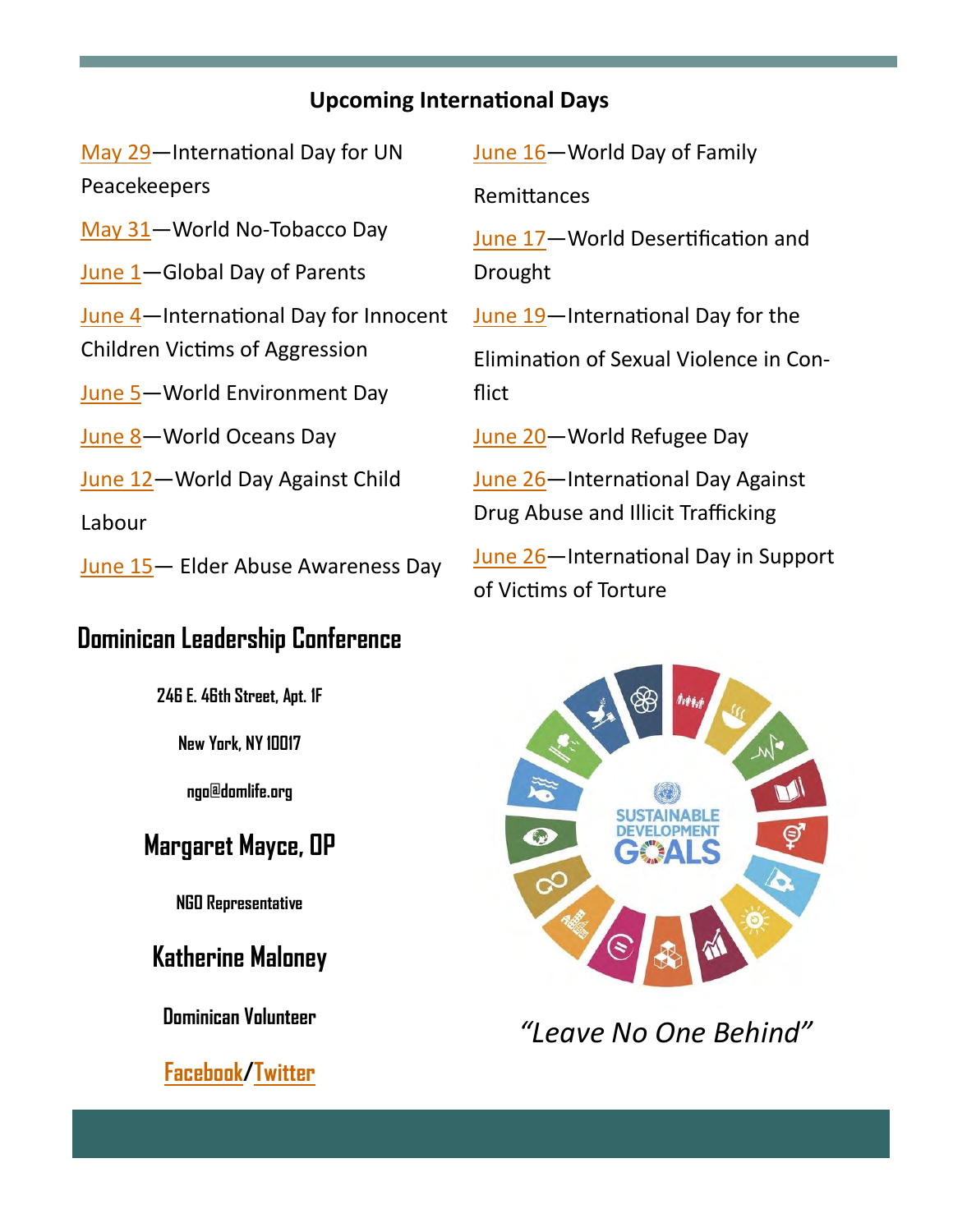## Upcoming International Days

May 29—International Day for UN Peacekeepers

May 31—World No-Tobacco Day

June 1—Global Day of Parents

June 4—International Day for Innocent Children Victims of Aggression

June 5—World Environment Day

June 8—World Oceans Day

June 12—World Day Against Child Labour

June 15— Elder Abuse Awareness Day

June 16—World Day of Family Remittances

June 17—World Desertification and Drought

June 19—International Day for the Elimination of Sexual Violence in Conflict

June 20—World Refugee Day

June 26—International Day Against Drug Abuse and Illicit Trafficking

June 26—International Day in Support of Victims of Torture

## Dominican Leadership Conference

246 E. 46th Street, Apt. 1F

New York, NY 10017

ngo@domlife.org

### Margaret Mayce, OP

NGO Representative

### Katherine Maloney

Dominican Volunteer

Facebook/Twitter

SUSTAINABLE DEVELOPMENT GOALS

*"Leave No One Behind"*